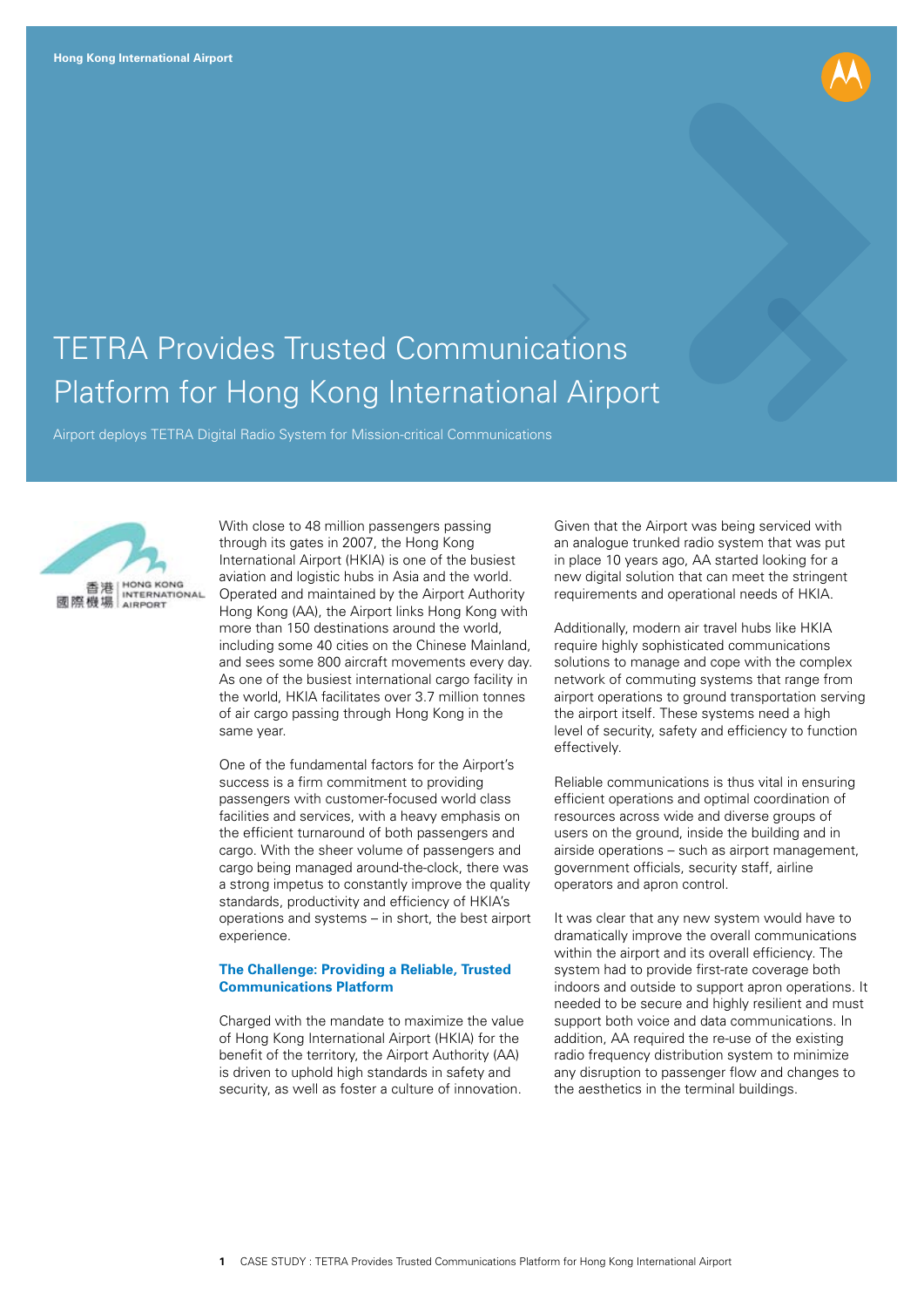Hong Kong International Airport

# TETRA Provides Trusted Communications Platform for Hong Kong International Airport

Airport deploys TETRA Digital Radio System for Mission-critical Communications

With close to 48 million passengers passing through its gates in 2007, the Hong Kong International Airport (HKIA) is one of the busiest aviation and logistic hubs in Asia and the world. Operated and maintained by the Airport Authority Hong Kong (AA), the Airport links Hong Kong with more than 150 destinations around the world, including some 40 cities on the Chinese Mainland, and sees some 800 aircraft movements every day. As one of the busiest international cargo facility in the world, HKIA facilitates over 3.7 million tonnes of air cargo passing through Hong Kong in the same year.

One of the fundamental factors for the Airport's success is a firm commitment to providing passengers with customer-focused world class facilities and services, with a heavy emphasis on the efficient turnaround of both passengers and cargo. With the sheer volume of passengers and cargo being managed around-the-clock, there was a strong impetus to constantly improve the quality standards, productivity and efficiency of HKIA's operations and systems – in short, the best airport experience.

## The Challenge: Providing a Reliable, Trusted Communications Platform

Charged with the mandate to maximize the value of Hong Kong International Airport (HKIA) for the benefit of the territory, the Airport Authority (AA) is driven to uphold high standards in safety and security, as well as foster a culture of innovation.

Given that the Airport was being serviced with an analogue trunked radio system that was put in place 10 years ago, AA started looking for a new digital solution that can meet the stringent requirements and operational needs of HKIA.

Additionally, modern air travel hubs like HKIA require highly sophisticated communications solutions to manage and cope with the complex network of commuting systems that range from airport operations to ground transportation serving the airport itself. These systems need a high level of security, safety and efficiency to function effectively.

Reliable communications is thus vital in ensuring efficient operations and optimal coordination of resources across wide and diverse groups of users on the ground, inside the building and in airside operations – such as airport management, government officials, security staff, airline operators and apron control.

It was clear that any new system would have to dramatically improve the overall communications within the airport and its overall efficiency. The system had to provide first-rate coverage both indoors and outside to support apron operations. It needed to be secure and highly resilient and must support both voice and data communications. In addition, AA required the re-use of the existing radio frequency distribution system to minimize any disruption to passenger flow and changes to the aesthetics in the terminal buildings.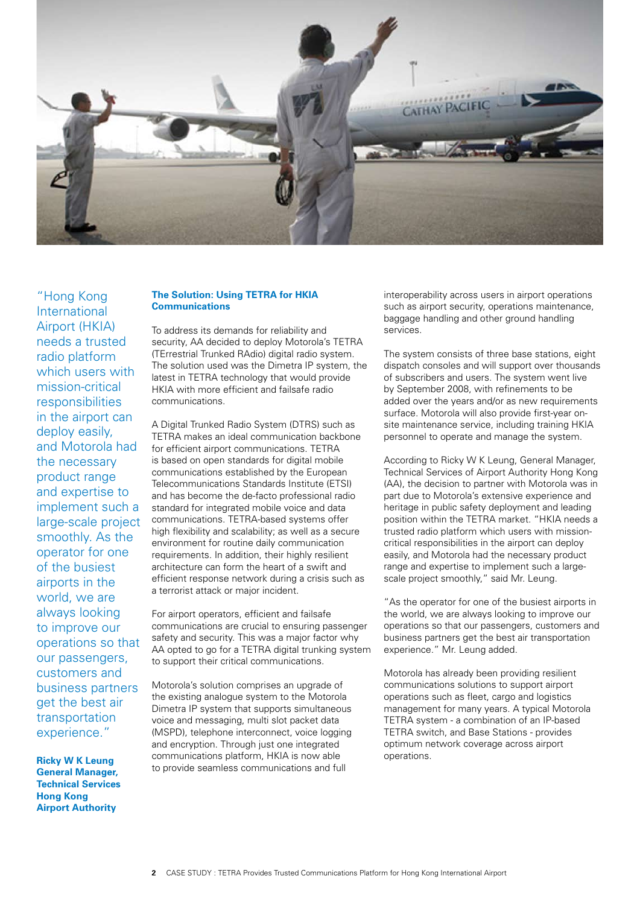"Hong Kong International Airport (HKIA) needs a trusted radio platform which users with mission-critical responsibilities in the airport can deploy easily, and Motorola had the necessary product range and expertise to implement such a large-scale project smoothly. As the operator for one of the busiest airports in the world, we are always looking to improve our operations so that our passengers, customers and business partners get the best air transportation experience."

**Ricky W K Leung**
**General Manager, Technical Services**
**Hong Kong Airport Authority**

## The Solution: Using TETRA for HKIA Communications

To address its demands for reliability and security, AA decided to deploy Motorola's TETRA (TErrestrial Trunked RAdio) digital radio system. The solution used was the Dimetra IP system, the latest in TETRA technology that would provide HKIA with more efficient and failsafe radio communications.

A Digital Trunked Radio System (DTRS) such as TETRA makes an ideal communication backbone for efficient airport communications. TETRA is based on open standards for digital mobile communications established by the European Telecommunications Standards Institute (ETSI) and has become the de-facto professional radio standard for integrated mobile voice and data communications. TETRA-based systems offer high flexibility and scalability; as well as a secure environment for routine daily communication requirements. In addition, their highly resilient architecture can form the heart of a swift and efficient response network during a crisis such as a terrorist attack or major incident.

For airport operators, efficient and failsafe communications are crucial to ensuring passenger safety and security. This was a major factor why AA opted to go for a TETRA digital trunking system to support their critical communications.

Motorola's solution comprises an upgrade of the existing analogue system to the Motorola Dimetra IP system that supports simultaneous voice and messaging, multi slot packet data (MSPD), telephone interconnect, voice logging and encryption. Through just one integrated communications platform, HKIA is now able to provide seamless communications and full interoperability across users in airport operations such as airport security, operations maintenance, baggage handling and other ground handling services.

The system consists of three base stations, eight dispatch consoles and will support over thousands of subscribers and users. The system went live by September 2008, with refinements to be added over the years and/or as new requirements surface. Motorola will also provide first-year on-site maintenance service, including training HKIA personnel to operate and manage the system.

According to Ricky W K Leung, General Manager, Technical Services of Airport Authority Hong Kong (AA), the decision to partner with Motorola was in part due to Motorola's extensive experience and heritage in public safety deployment and leading position within the TETRA market. "HKIA needs a trusted radio platform which users with mission-critical responsibilities in the airport can deploy easily, and Motorola had the necessary product range and expertise to implement such a large-scale project smoothly," said Mr. Leung.

"As the operator for one of the busiest airports in the world, we are always looking to improve our operations so that our passengers, customers and business partners get the best air transportation experience." Mr. Leung added.

Motorola has already been providing resilient communications solutions to support airport operations such as fleet, cargo and logistics management for many years. A typical Motorola TETRA system - a combination of an IP-based TETRA switch, and Base Stations - provides optimum network coverage across airport operations.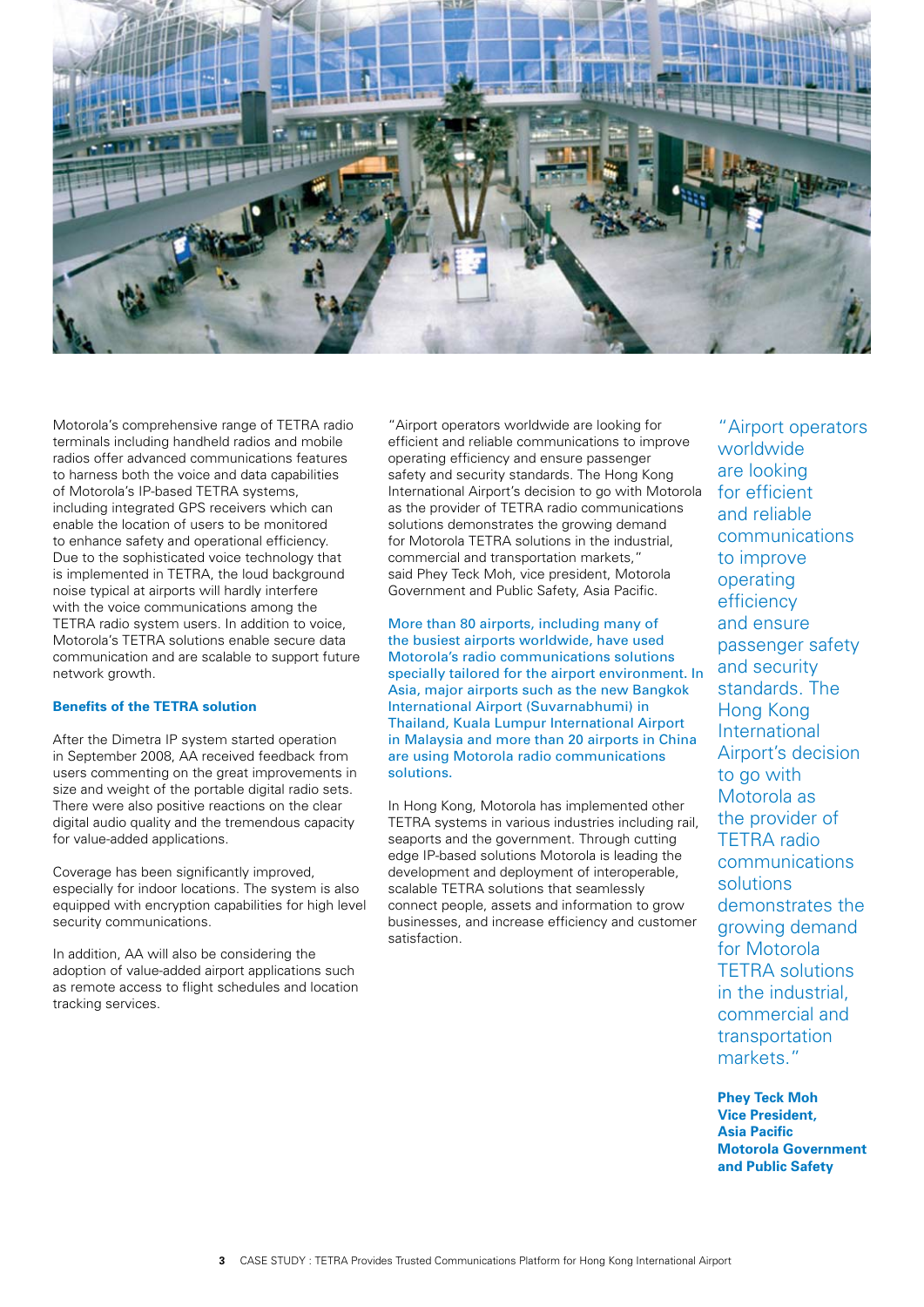Motorola's comprehensive range of TETRA radio terminals including handheld radios and mobile radios offer advanced communications features to harness both the voice and data capabilities of Motorola's IP-based TETRA systems, including integrated GPS receivers which can enable the location of users to be monitored to enhance safety and operational efficiency. Due to the sophisticated voice technology that is implemented in TETRA, the loud background noise typical at airports will hardly interfere with the voice communications among the TETRA radio system users. In addition to voice, Motorola's TETRA solutions enable secure data communication and are scalable to support future network growth.

### Benefits of the TETRA solution

After the Dimetra IP system started operation in September 2008, AA received feedback from users commenting on the great improvements in size and weight of the portable digital radio sets. There were also positive reactions on the clear digital audio quality and the tremendous capacity for value-added applications.

Coverage has been significantly improved, especially for indoor locations. The system is also equipped with encryption capabilities for high level security communications.

In addition, AA will also be considering the adoption of value-added airport applications such as remote access to flight schedules and location tracking services.

"Airport operators worldwide are looking for efficient and reliable communications to improve operating efficiency and ensure passenger safety and security standards. The Hong Kong International Airport's decision to go with Motorola as the provider of TETRA radio communications solutions demonstrates the growing demand for Motorola TETRA solutions in the industrial, commercial and transportation markets," said Phey Teck Moh, vice president, Motorola Government and Public Safety, Asia Pacific.

More than 80 airports, including many of the busiest airports worldwide, have used Motorola's radio communications solutions specially tailored for the airport environment. In Asia, major airports such as the new Bangkok International Airport (Suvarnabhumi) in Thailand, Kuala Lumpur International Airport in Malaysia and more than 20 airports in China are using Motorola radio communications solutions.

In Hong Kong, Motorola has implemented other TETRA systems in various industries including rail, seaports and the government. Through cutting edge IP-based solutions Motorola is leading the development and deployment of interoperable, scalable TETRA solutions that seamlessly connect people, assets and information to grow businesses, and increase efficiency and customer satisfaction.

> "Airport operators worldwide are looking for efficient and reliable communications to improve operating efficiency and ensure passenger safety and security standards. The Hong Kong International Airport's decision to go with Motorola as the provider of TETRA radio communications solutions demonstrates the growing demand for Motorola TETRA solutions in the industrial, commercial and transportation markets."
>
> **Phey Teck Moh**
> **Vice President, Asia Pacific**
> **Motorola Government and Public Safety**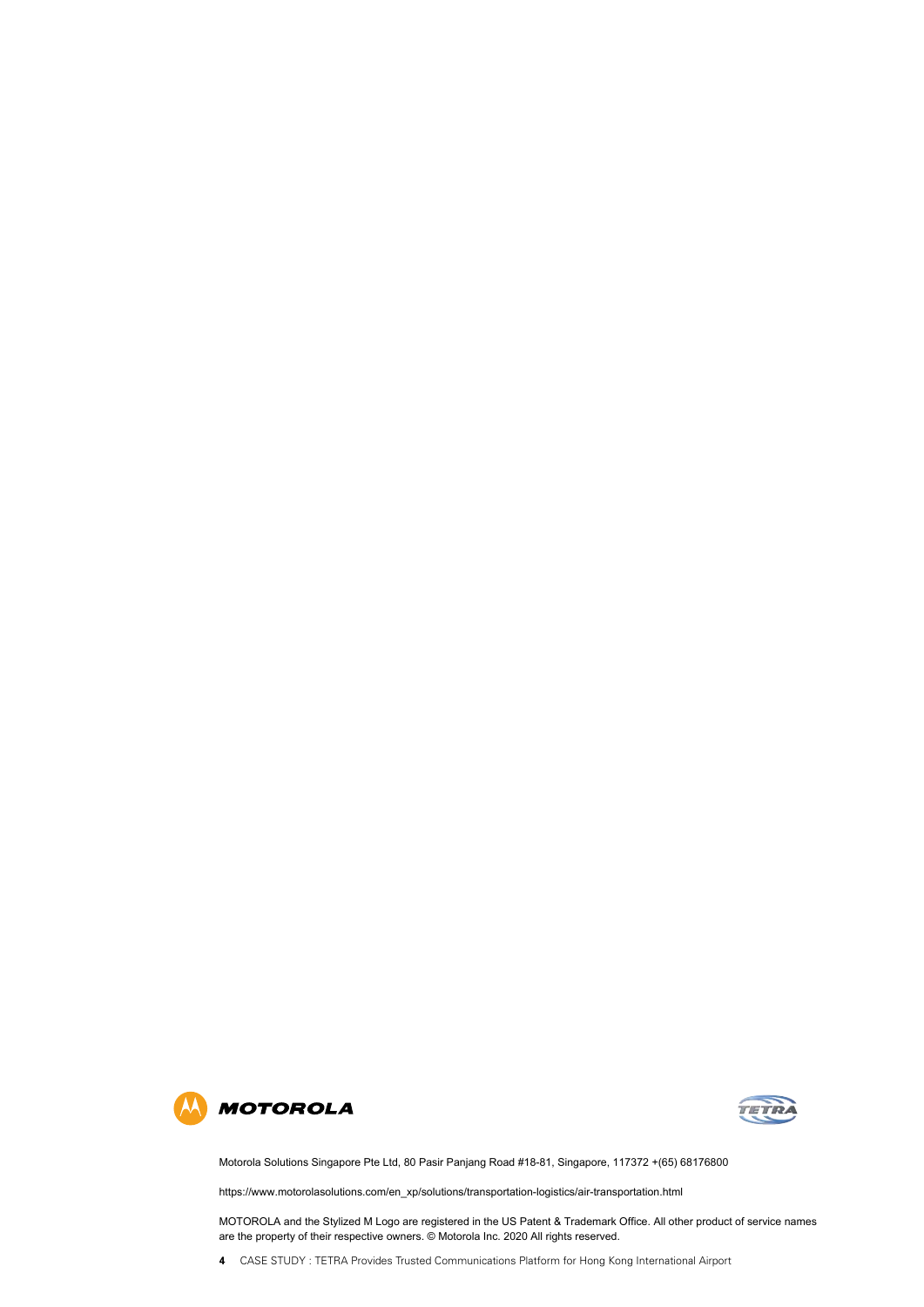Motorola Solutions Singapore Pte Ltd, 80 Pasir Panjang Road #18-81, Singapore, 117372 +(65) 68176800

https://www.motorolasolutions.com/en_xp/solutions/transportation-logistics/air-transportation.html

MOTOROLA and the Stylized M Logo are registered in the US Patent & Trademark Office. All other product of service names are the property of their respective owners. © Motorola Inc. 2020 All rights reserved.